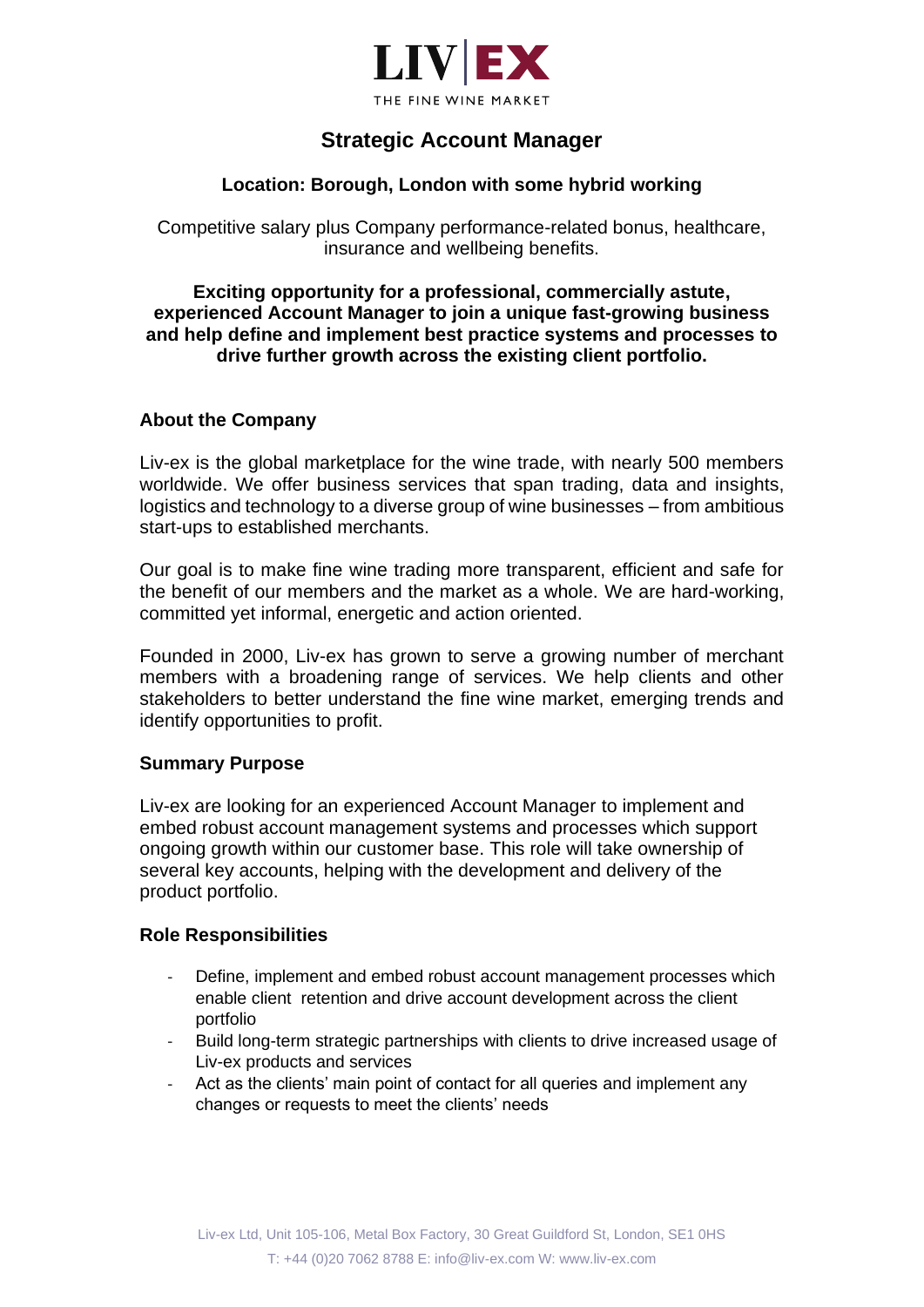# Strategic Account Manager

**Location: Borough, London with some hybrid working**

Competitive salary plus Company performance-related bonus, healthcare, insurance and wellbeing benefits.

**Exciting opportunity for a professional, commercially astute, experienced Account Manager to join a unique fast-growing business and help define and implement best practice systems and processes to drive further growth across the existing client portfolio.**

## About the Company

Liv-ex is the global marketplace for the wine trade, with nearly 500 members worldwide. We offer business services that span trading, data and insights, logistics and technology to a diverse group of wine businesses – from ambitious start-ups to established merchants.

Our goal is to make fine wine trading more transparent, efficient and safe for the benefit of our members and the market as a whole. We are hard-working, committed yet informal, energetic and action oriented.

Founded in 2000, Liv-ex has grown to serve a growing number of merchant members with a broadening range of services. We help clients and other stakeholders to better understand the fine wine market, emerging trends and identify opportunities to profit.

## Summary Purpose

Liv-ex are looking for an experienced Account Manager to implement and embed robust account management systems and processes which support ongoing growth within our customer base. This role will take ownership of several key accounts, helping with the development and delivery of the product portfolio.

## Role Responsibilities

- Define, implement and embed robust account management processes which enable client retention and drive account development across the client portfolio
- Build long-term strategic partnerships with clients to drive increased usage of Liv-ex products and services
- Act as the clients' main point of contact for all queries and implement any changes or requests to meet the clients' needs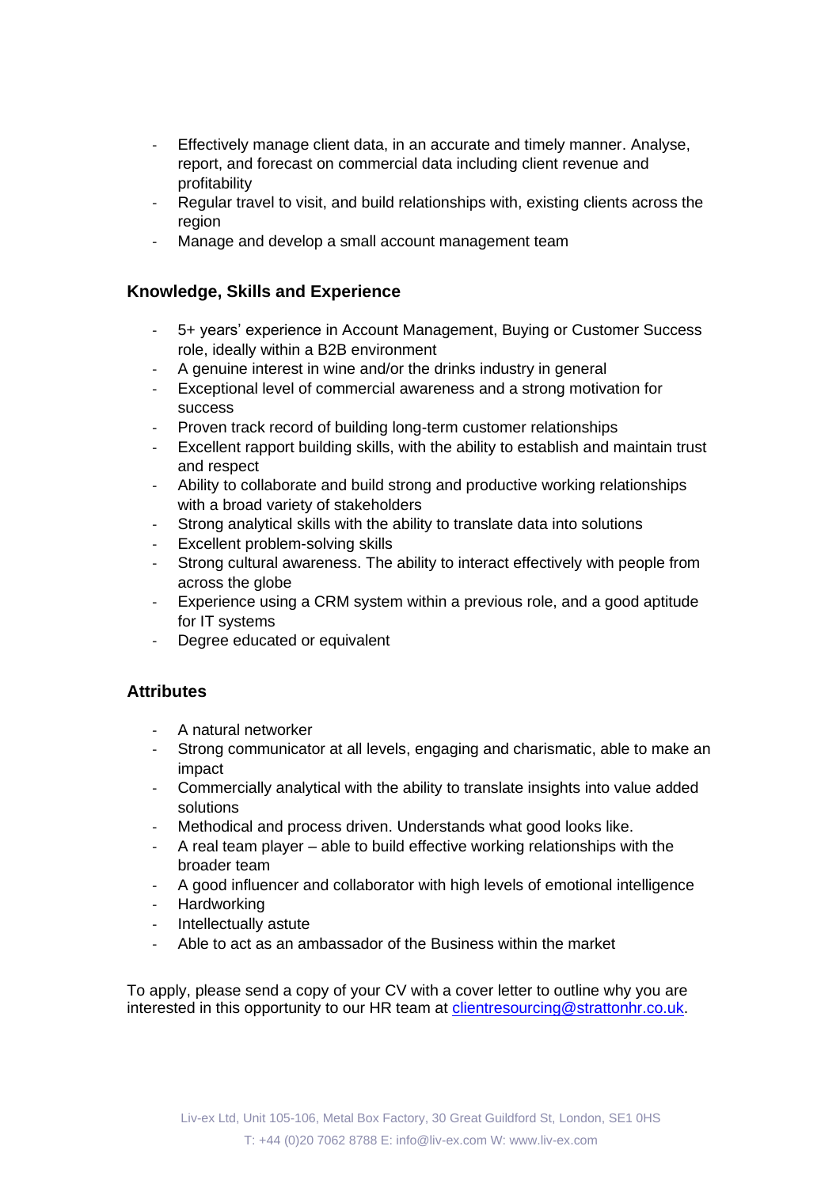- Effectively manage client data, in an accurate and timely manner. Analyse, report, and forecast on commercial data including client revenue and profitability
- Regular travel to visit, and build relationships with, existing clients across the region
- Manage and develop a small account management team

### Knowledge, Skills and Experience

- 5+ years' experience in Account Management, Buying or Customer Success role, ideally within a B2B environment
- A genuine interest in wine and/or the drinks industry in general
- Exceptional level of commercial awareness and a strong motivation for success
- Proven track record of building long-term customer relationships
- Excellent rapport building skills, with the ability to establish and maintain trust and respect
- Ability to collaborate and build strong and productive working relationships with a broad variety of stakeholders
- Strong analytical skills with the ability to translate data into solutions
- Excellent problem-solving skills
- Strong cultural awareness. The ability to interact effectively with people from across the globe
- Experience using a CRM system within a previous role, and a good aptitude for IT systems
- Degree educated or equivalent

### Attributes

- A natural networker
- Strong communicator at all levels, engaging and charismatic, able to make an impact
- Commercially analytical with the ability to translate insights into value added solutions
- Methodical and process driven. Understands what good looks like.
- A real team player – able to build effective working relationships with the broader team
- A good influencer and collaborator with high levels of emotional intelligence
- Hardworking
- Intellectually astute
- Able to act as an ambassador of the Business within the market

To apply, please send a copy of your CV with a cover letter to outline why you are interested in this opportunity to our HR team at [clientresourcing@strattonhr.co.uk](mailto:clientresourcing@strattonhr.co.uk).

Liv-ex Ltd, Unit 105-106, Metal Box Factory, 30 Great Guildford St, London, SE1 0HS
T: +44 (0)20 7062 8788 E: info@liv-ex.com W: www.liv-ex.com